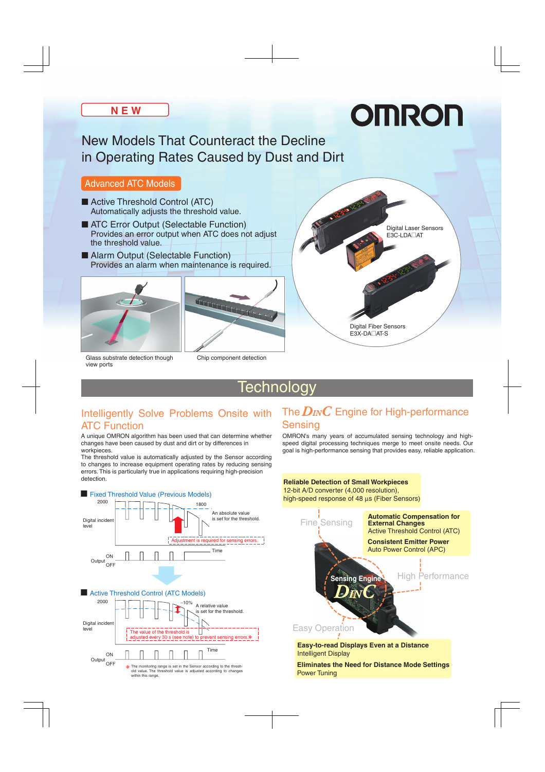NEW

OMRON

# New Models That Counteract the Decline in Operating Rates Caused by Dust and Dirt

## Advanced ATC Models

- **Active Threshold Control (ATC)**
  Automatically adjusts the threshold value.
- **ATC Error Output (Selectable Function)**
  Provides an error output when ATC does not adjust the threshold value.
- **Alarm Output (Selectable Function)**
  Provides an alarm when maintenance is required.

Glass substrate detection though view ports

Chip component detection

Digital Laser Sensors
E3C-LDA□AT

Digital Fiber Sensors
E3X-DA□AT-S

## Technology

### Intelligently Solve Problems Onsite with ATC Function

A unique OMRON algorithm has been used that can determine whether changes have been caused by dust and dirt or by differences in workpieces.
The threshold value is automatically adjusted by the Sensor according to changes to increase equipment operating rates by reducing sensing errors. This is particularly true in applications requiring high-precision detection.

■ Fixed Threshold Value (Previous Models)

2000 / 1800 — Digital incident level — An absolute value is set for the threshold. — Adjustment is required for sensing errors. — Time — Output ON / OFF

■ Active Threshold Control (ATC Models)

2000 / −10% — Digital incident level — A relative value is set for the threshold. — The value of the threshold is adjusted every 30 s (see note) to prevent sensing errors.* — Time — Output ON / OFF

\* The monitoring range is set in the Sensor according to the threshold value. The threshold value is adjusted according to changes within this range.

### The DINC Engine for High-performance Sensing

OMRON's many years of accumulated sensing technology and high-speed digital processing techniques merge to meet onsite needs. Our goal is high-performance sensing that provides easy, reliable application.

**Reliable Detection of Small Workpieces**
12-bit A/D converter (4,000 resolution),
high-speed response of 48 µs (Fiber Sensors)

Fine Sensing

**Automatic Compensation for External Changes**
Active Threshold Control (ATC)

**Consistent Emitter Power**
Auto Power Control (APC)

Sensing Engine DINC

High Performance

Easy Operation

**Easy-to-read Displays Even at a Distance**
Intelligent Display

**Eliminates the Need for Distance Mode Settings**
Power Tuning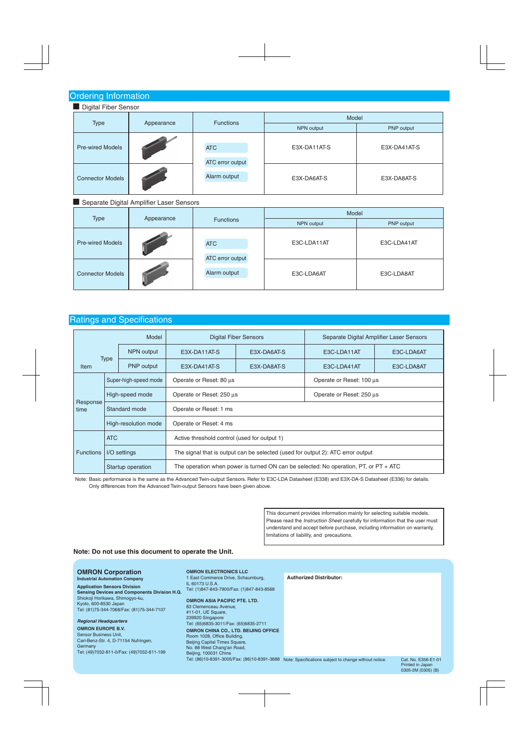## Ordering Information

### Digital Fiber Sensor

| Type | Appearance | Functions | Model | |
|---|---|---|---|---|
| | | | NPN output | PNP output |
| Pre-wired Models | | ATC<br>ATC error output<br>Alarm output | E3X-DA11AT-S | E3X-DA41AT-S |
| Connector Models | | | E3X-DA6AT-S | E3X-DA8AT-S |

### Separate Digital Amplifier Laser Sensors

| Type | Appearance | Functions | Model | |
|---|---|---|---|---|
| | | | NPN output | PNP output |
| Pre-wired Models | | ATC<br>ATC error output<br>Alarm output | E3C-LDA11AT | E3C-LDA41AT |
| Connector Models | | | E3C-LDA6AT | E3C-LDA8AT |

## Ratings and Specifications

| Item | Type / Model | Digital Fiber Sensors | | Separate Digital Amplifier Laser Sensors | |
|---|---|---|---|---|---|
| | NPN output | E3X-DA11AT-S | E3X-DA6AT-S | E3C-LDA11AT | E3C-LDA6AT |
| | PNP output | E3X-DA41AT-S | E3X-DA8AT-S | E3C-LDA41AT | E3C-LDA8AT |
| Response time | Super-high-speed mode | Operate or Reset: 80 µs | | Operate or Reset: 100 µs | |
| | High-speed mode | Operate or Reset: 250 µs | | Operate or Reset: 250 µs | |
| | Standard mode | Operate or Reset: 1 ms | | | |
| | High-resolution mode | Operate or Reset: 4 ms | | | |
| Functions | ATC | Active threshold control (used for output 1) | | | |
| | I/O settings | The signal that is output can be selected (used for output 2): ATC error output | | | |
| | Startup operation | The operation when power is turned ON can be selected: No operation, PT, or PT + ATC | | | |

Note: Basic performance is the same as the Advanced Twin-output Sensors. Refer to E3C-LDA Datasheet (E338) and E3X-DA-S Datasheet (E336) for details. Only differences from the Advanced Twin-output Sensors have been given above.

This document provides information mainly for selecting suitable models. Please read the *Instruction Sheet* carefully for information that the user must understand and accept before purchase, including information on warranty, limitations of liability, and precautions.

**Note: Do not use this document to operate the Unit.**

**OMRON Corporation**
**Industrial Automation Company**

**Application Sensors Division**
**Sensing Devices and Components Division H.Q.**
Shiokoji Horikawa, Shimogyo-ku,
Kyoto, 600-8530 Japan
Tel: (81)75-344-7068/Fax: (81)75-344-7107

***Regional Headquarters***

**OMRON EUROPE B.V.**
Sensor Business Unit,
Carl-Benz-Str. 4, D-71154 Nufringen,
Germany
Tel: (49)7032-811-0/Fax: (49)7032-811-199

**OMRON ELECTRONICS LLC**
1 East Commerce Drive, Schaumburg,
IL 60173 U.S.A.
Tel: (1)847-843-7900/Fax: (1)847-843-8568

**OMRON ASIA PACIFIC PTE. LTD.**
83 Clemenceau Avenue,
#11-01, UE Square,
239920 Singapore
Tel: (65)6835-3011/Fax: (65)6835-2711

**OMRON CHINA CO., LTD. BEIJING OFFICE**
Room 1028, Office Building,
Beijing Capital Times Square,
No. 88 West Chang'an Road,
Beijing, 100031 China
Tel: (86)10-8391-3005/Fax: (86)10-8391-3688

**Authorized Distributor:**

Note: Specifications subject to change without notice.

Cat. No. E356-E1-01
Printed in Japan
0305-2M (0305) (B)